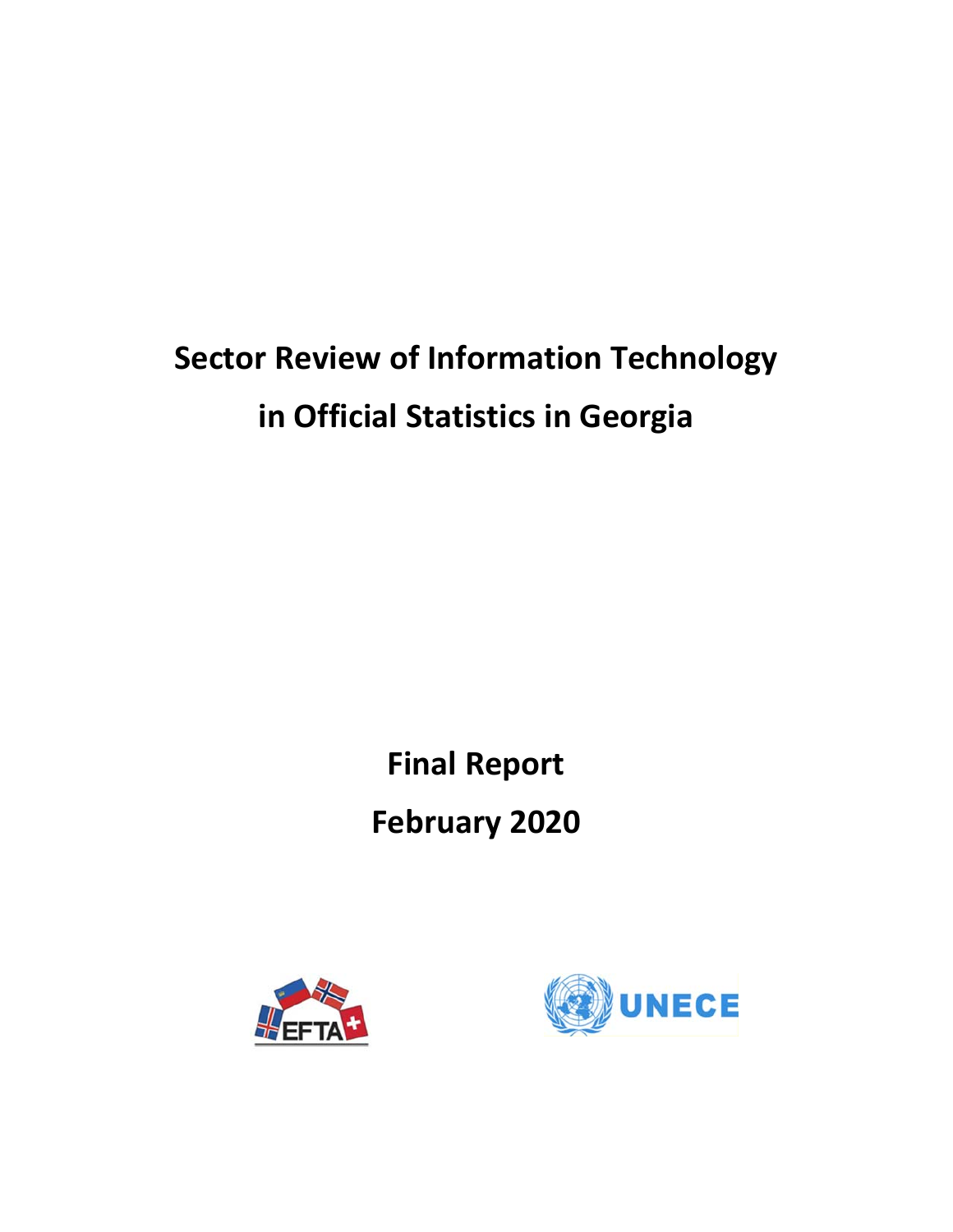# Sector Review of Information Technology in Official Statistics in Georgia

## Final Report

## February 2020

EFTA

UNECE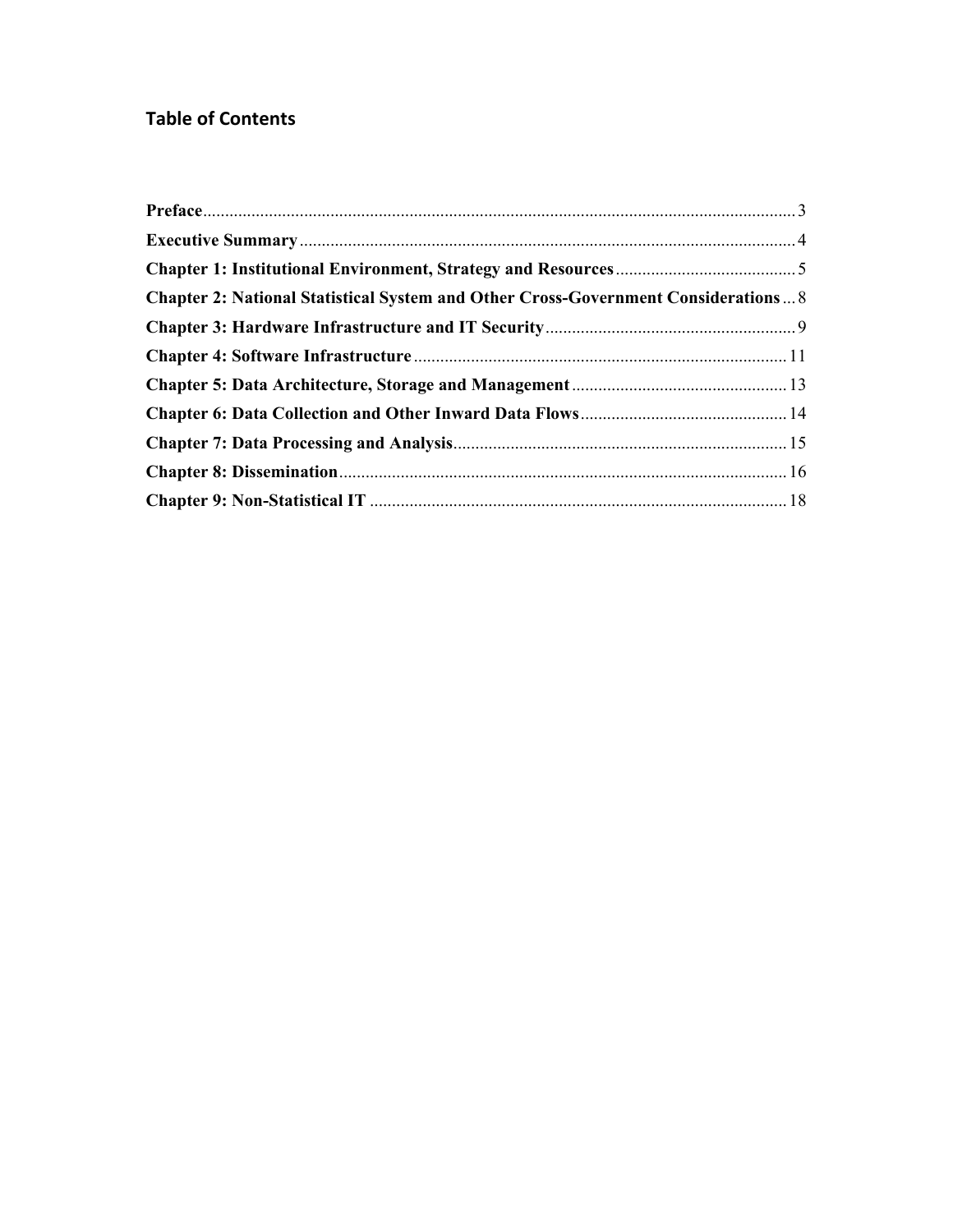# Table of Contents

**Preface** ... 3

**Executive Summary** ... 4

**Chapter 1: Institutional Environment, Strategy and Resources** ... 5

**Chapter 2: National Statistical System and Other Cross-Government Considerations** ... 8

**Chapter 3: Hardware Infrastructure and IT Security** ... 9

**Chapter 4: Software Infrastructure** ... 11

**Chapter 5: Data Architecture, Storage and Management** ... 13

**Chapter 6: Data Collection and Other Inward Data Flows** ... 14

**Chapter 7: Data Processing and Analysis** ... 15

**Chapter 8: Dissemination** ... 16

**Chapter 9: Non-Statistical IT** ... 18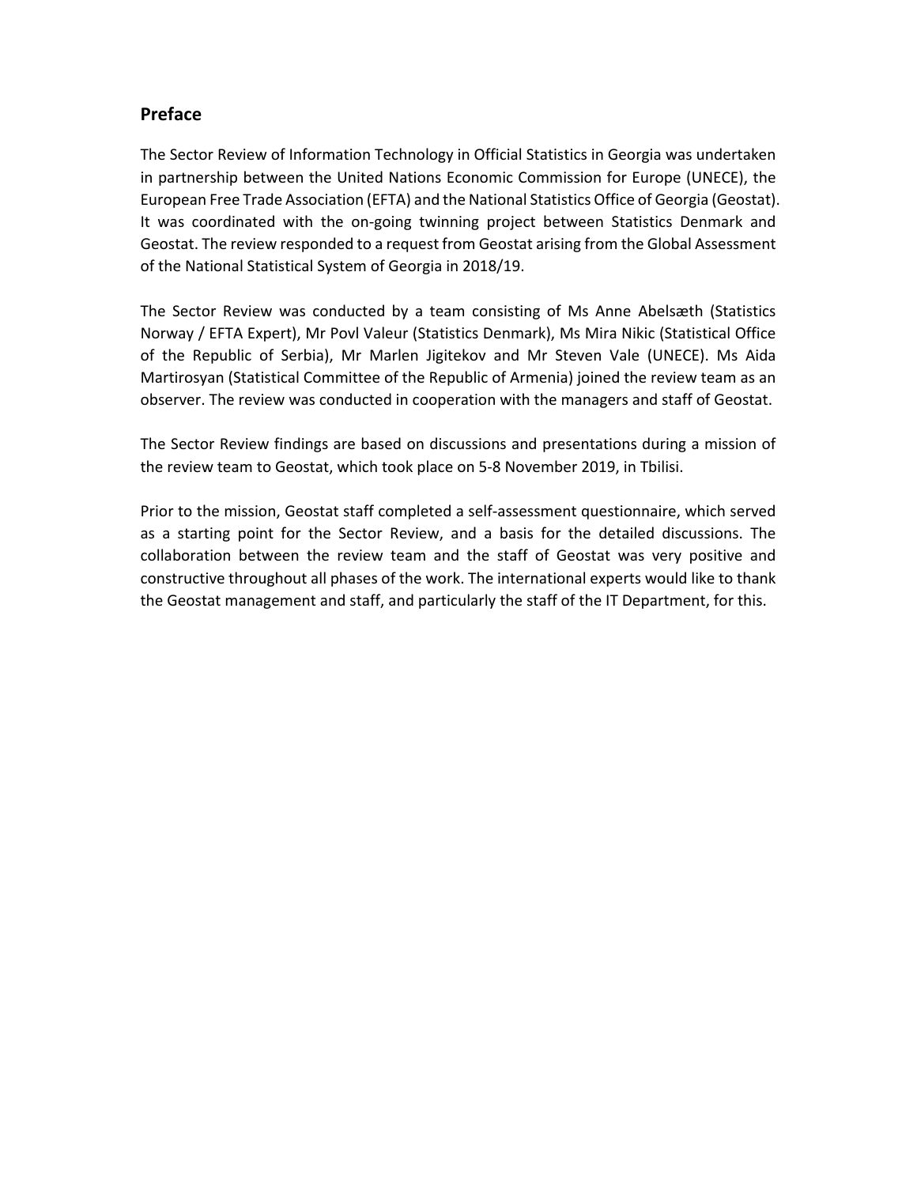## Preface

The Sector Review of Information Technology in Official Statistics in Georgia was undertaken in partnership between the United Nations Economic Commission for Europe (UNECE), the European Free Trade Association (EFTA) and the National Statistics Office of Georgia (Geostat). It was coordinated with the on-going twinning project between Statistics Denmark and Geostat. The review responded to a request from Geostat arising from the Global Assessment of the National Statistical System of Georgia in 2018/19.

The Sector Review was conducted by a team consisting of Ms Anne Abelsæth (Statistics Norway / EFTA Expert), Mr Povl Valeur (Statistics Denmark), Ms Mira Nikic (Statistical Office of the Republic of Serbia), Mr Marlen Jigitekov and Mr Steven Vale (UNECE). Ms Aida Martirosyan (Statistical Committee of the Republic of Armenia) joined the review team as an observer. The review was conducted in cooperation with the managers and staff of Geostat.

The Sector Review findings are based on discussions and presentations during a mission of the review team to Geostat, which took place on 5-8 November 2019, in Tbilisi.

Prior to the mission, Geostat staff completed a self-assessment questionnaire, which served as a starting point for the Sector Review, and a basis for the detailed discussions. The collaboration between the review team and the staff of Geostat was very positive and constructive throughout all phases of the work. The international experts would like to thank the Geostat management and staff, and particularly the staff of the IT Department, for this.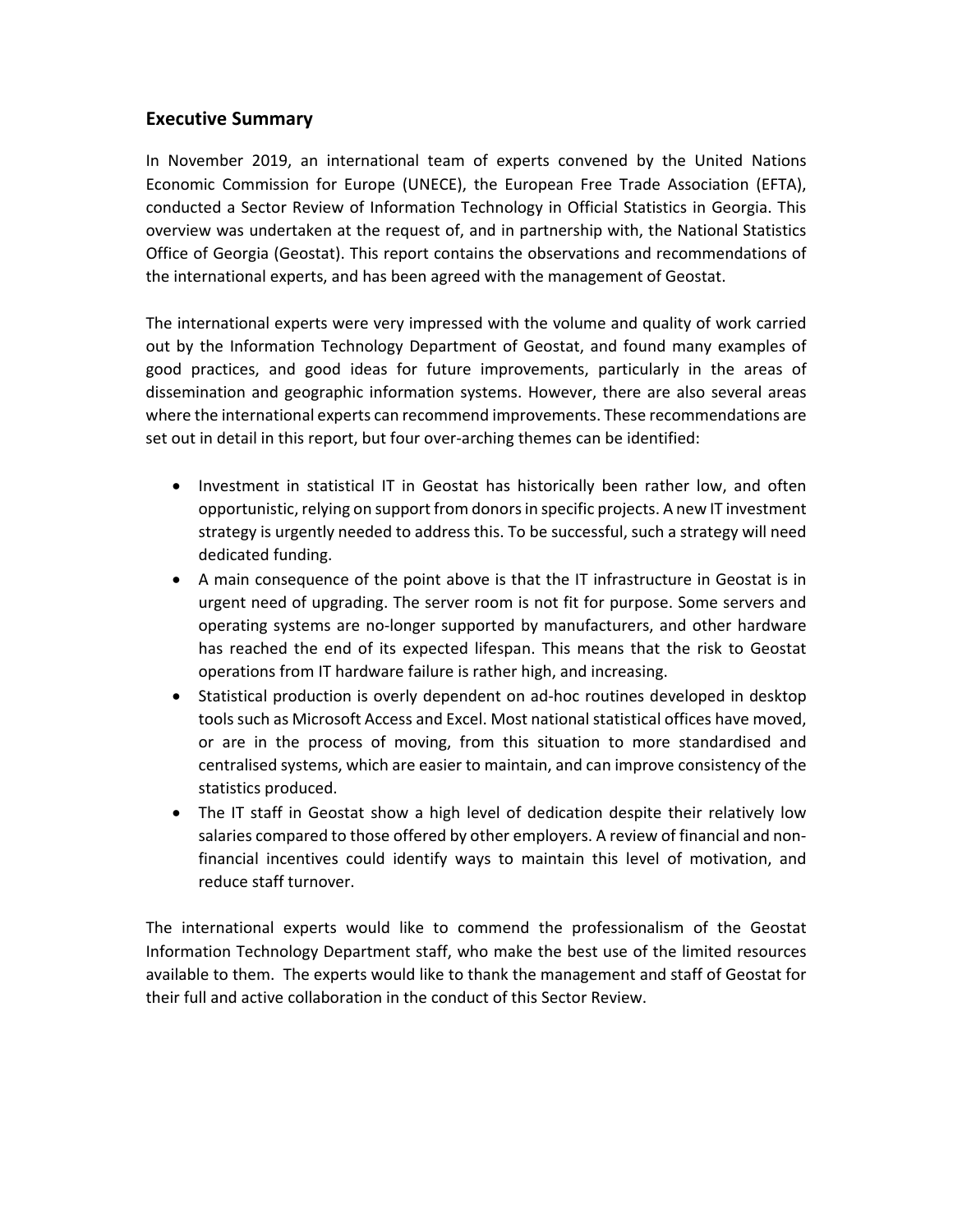## Executive Summary

In November 2019, an international team of experts convened by the United Nations Economic Commission for Europe (UNECE), the European Free Trade Association (EFTA), conducted a Sector Review of Information Technology in Official Statistics in Georgia. This overview was undertaken at the request of, and in partnership with, the National Statistics Office of Georgia (Geostat). This report contains the observations and recommendations of the international experts, and has been agreed with the management of Geostat.

The international experts were very impressed with the volume and quality of work carried out by the Information Technology Department of Geostat, and found many examples of good practices, and good ideas for future improvements, particularly in the areas of dissemination and geographic information systems. However, there are also several areas where the international experts can recommend improvements. These recommendations are set out in detail in this report, but four over-arching themes can be identified:

- Investment in statistical IT in Geostat has historically been rather low, and often opportunistic, relying on support from donors in specific projects. A new IT investment strategy is urgently needed to address this. To be successful, such a strategy will need dedicated funding.
- A main consequence of the point above is that the IT infrastructure in Geostat is in urgent need of upgrading. The server room is not fit for purpose. Some servers and operating systems are no-longer supported by manufacturers, and other hardware has reached the end of its expected lifespan. This means that the risk to Geostat operations from IT hardware failure is rather high, and increasing.
- Statistical production is overly dependent on ad-hoc routines developed in desktop tools such as Microsoft Access and Excel. Most national statistical offices have moved, or are in the process of moving, from this situation to more standardised and centralised systems, which are easier to maintain, and can improve consistency of the statistics produced.
- The IT staff in Geostat show a high level of dedication despite their relatively low salaries compared to those offered by other employers. A review of financial and non-financial incentives could identify ways to maintain this level of motivation, and reduce staff turnover.

The international experts would like to commend the professionalism of the Geostat Information Technology Department staff, who make the best use of the limited resources available to them. The experts would like to thank the management and staff of Geostat for their full and active collaboration in the conduct of this Sector Review.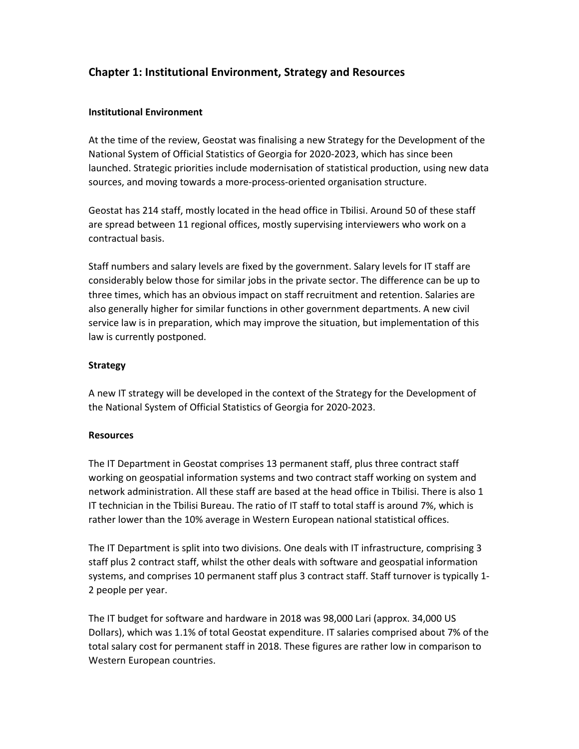## Chapter 1: Institutional Environment, Strategy and Resources

### Institutional Environment

At the time of the review, Geostat was finalising a new Strategy for the Development of the National System of Official Statistics of Georgia for 2020-2023, which has since been launched. Strategic priorities include modernisation of statistical production, using new data sources, and moving towards a more-process-oriented organisation structure.

Geostat has 214 staff, mostly located in the head office in Tbilisi. Around 50 of these staff are spread between 11 regional offices, mostly supervising interviewers who work on a contractual basis.

Staff numbers and salary levels are fixed by the government. Salary levels for IT staff are considerably below those for similar jobs in the private sector. The difference can be up to three times, which has an obvious impact on staff recruitment and retention. Salaries are also generally higher for similar functions in other government departments. A new civil service law is in preparation, which may improve the situation, but implementation of this law is currently postponed.

### Strategy

A new IT strategy will be developed in the context of the Strategy for the Development of the National System of Official Statistics of Georgia for 2020-2023.

### Resources

The IT Department in Geostat comprises 13 permanent staff, plus three contract staff working on geospatial information systems and two contract staff working on system and network administration. All these staff are based at the head office in Tbilisi. There is also 1 IT technician in the Tbilisi Bureau. The ratio of IT staff to total staff is around 7%, which is rather lower than the 10% average in Western European national statistical offices.

The IT Department is split into two divisions. One deals with IT infrastructure, comprising 3 staff plus 2 contract staff, whilst the other deals with software and geospatial information systems, and comprises 10 permanent staff plus 3 contract staff. Staff turnover is typically 1-2 people per year.

The IT budget for software and hardware in 2018 was 98,000 Lari (approx. 34,000 US Dollars), which was 1.1% of total Geostat expenditure. IT salaries comprised about 7% of the total salary cost for permanent staff in 2018. These figures are rather low in comparison to Western European countries.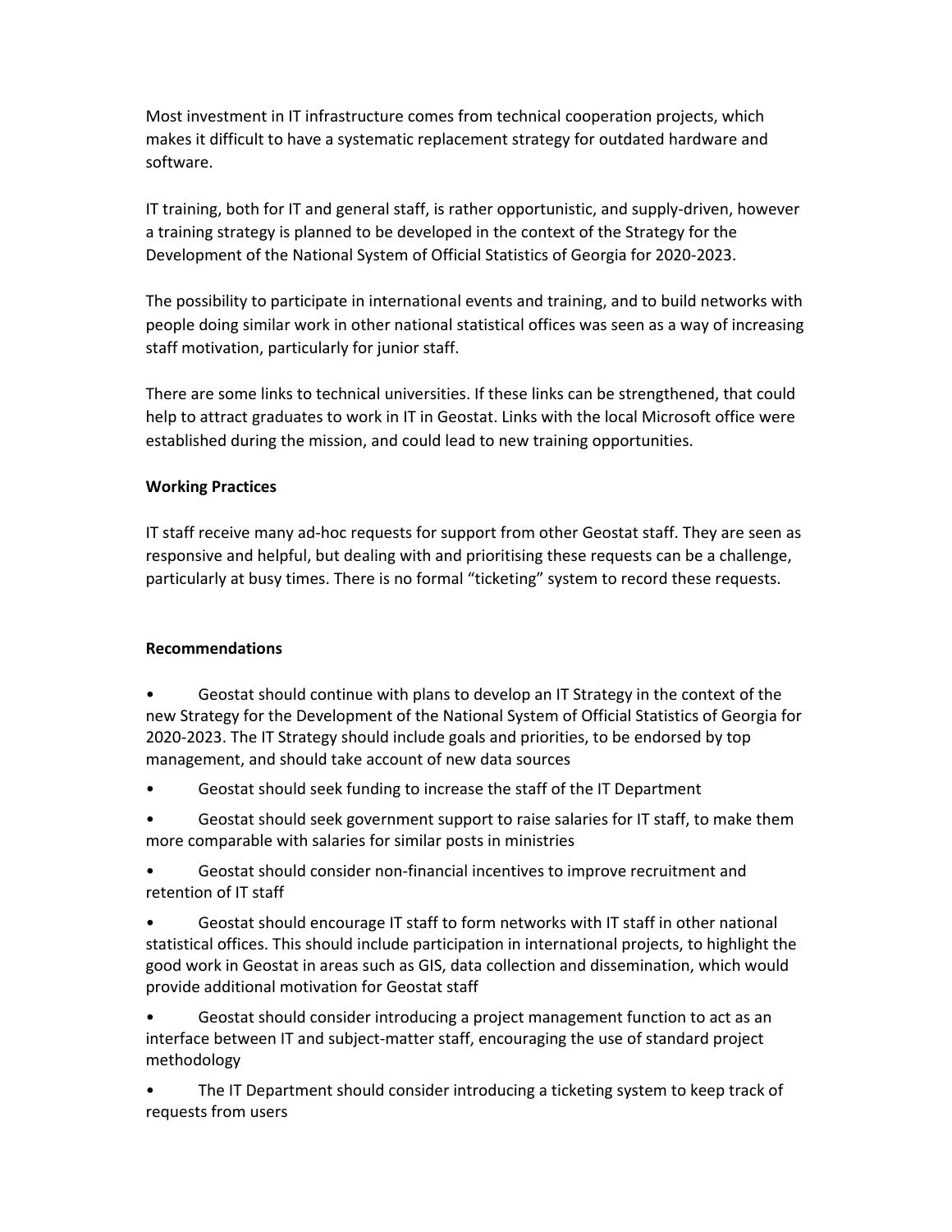Most investment in IT infrastructure comes from technical cooperation projects, which makes it difficult to have a systematic replacement strategy for outdated hardware and software.

IT training, both for IT and general staff, is rather opportunistic, and supply-driven, however a training strategy is planned to be developed in the context of the Strategy for the Development of the National System of Official Statistics of Georgia for 2020-2023.

The possibility to participate in international events and training, and to build networks with people doing similar work in other national statistical offices was seen as a way of increasing staff motivation, particularly for junior staff.

There are some links to technical universities. If these links can be strengthened, that could help to attract graduates to work in IT in Geostat. Links with the local Microsoft office were established during the mission, and could lead to new training opportunities.

**Working Practices**

IT staff receive many ad-hoc requests for support from other Geostat staff. They are seen as responsive and helpful, but dealing with and prioritising these requests can be a challenge, particularly at busy times. There is no formal "ticketing" system to record these requests.

**Recommendations**

- Geostat should continue with plans to develop an IT Strategy in the context of the new Strategy for the Development of the National System of Official Statistics of Georgia for 2020-2023. The IT Strategy should include goals and priorities, to be endorsed by top management, and should take account of new data sources
- Geostat should seek funding to increase the staff of the IT Department
- Geostat should seek government support to raise salaries for IT staff, to make them more comparable with salaries for similar posts in ministries
- Geostat should consider non-financial incentives to improve recruitment and retention of IT staff
- Geostat should encourage IT staff to form networks with IT staff in other national statistical offices. This should include participation in international projects, to highlight the good work in Geostat in areas such as GIS, data collection and dissemination, which would provide additional motivation for Geostat staff
- Geostat should consider introducing a project management function to act as an interface between IT and subject-matter staff, encouraging the use of standard project methodology
- The IT Department should consider introducing a ticketing system to keep track of requests from users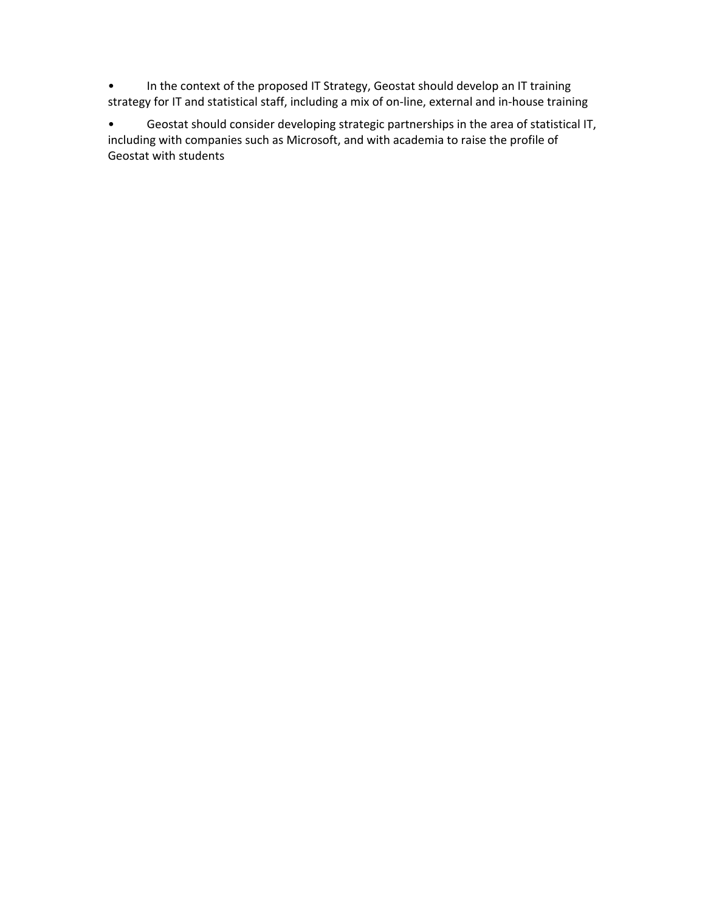- In the context of the proposed IT Strategy, Geostat should develop an IT training strategy for IT and statistical staff, including a mix of on-line, external and in-house training
- Geostat should consider developing strategic partnerships in the area of statistical IT, including with companies such as Microsoft, and with academia to raise the profile of Geostat with students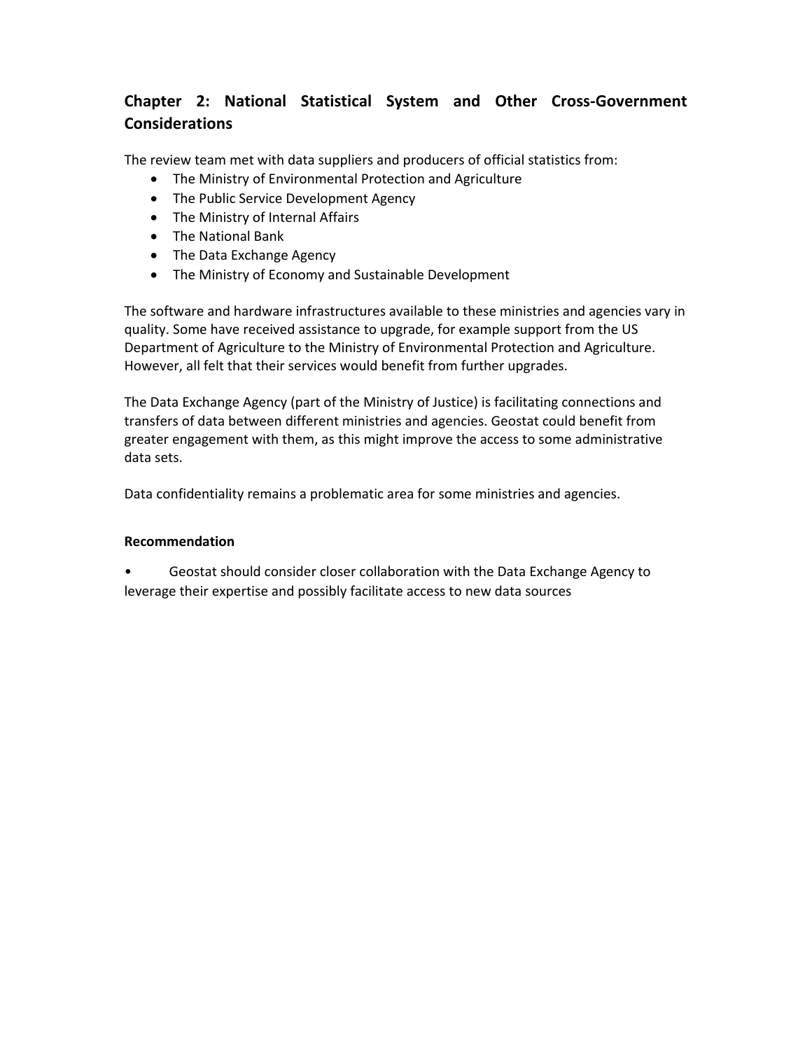## Chapter 2: National Statistical System and Other Cross-Government Considerations

The review team met with data suppliers and producers of official statistics from:

- The Ministry of Environmental Protection and Agriculture
- The Public Service Development Agency
- The Ministry of Internal Affairs
- The National Bank
- The Data Exchange Agency
- The Ministry of Economy and Sustainable Development

The software and hardware infrastructures available to these ministries and agencies vary in quality. Some have received assistance to upgrade, for example support from the US Department of Agriculture to the Ministry of Environmental Protection and Agriculture. However, all felt that their services would benefit from further upgrades.

The Data Exchange Agency (part of the Ministry of Justice) is facilitating connections and transfers of data between different ministries and agencies. Geostat could benefit from greater engagement with them, as this might improve the access to some administrative data sets.

Data confidentiality remains a problematic area for some ministries and agencies.

**Recommendation**

- Geostat should consider closer collaboration with the Data Exchange Agency to leverage their expertise and possibly facilitate access to new data sources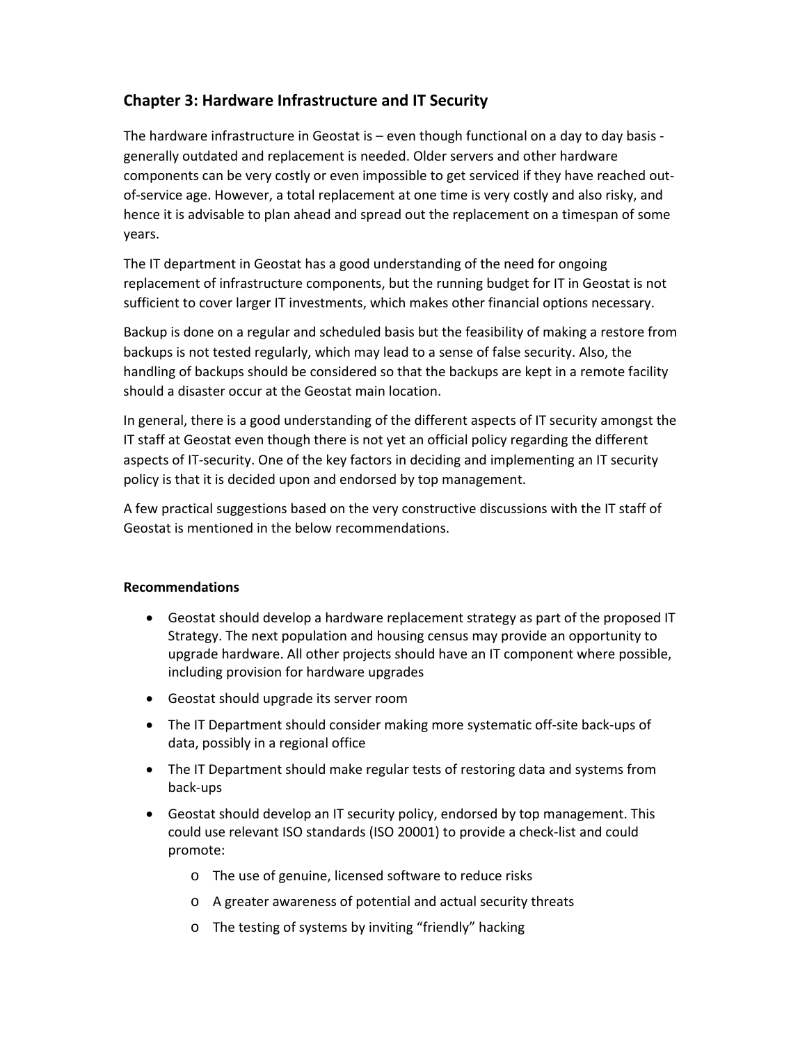## Chapter 3: Hardware Infrastructure and IT Security

The hardware infrastructure in Geostat is – even though functional on a day to day basis - generally outdated and replacement is needed. Older servers and other hardware components can be very costly or even impossible to get serviced if they have reached out-of-service age. However, a total replacement at one time is very costly and also risky, and hence it is advisable to plan ahead and spread out the replacement on a timespan of some years.

The IT department in Geostat has a good understanding of the need for ongoing replacement of infrastructure components, but the running budget for IT in Geostat is not sufficient to cover larger IT investments, which makes other financial options necessary.

Backup is done on a regular and scheduled basis but the feasibility of making a restore from backups is not tested regularly, which may lead to a sense of false security. Also, the handling of backups should be considered so that the backups are kept in a remote facility should a disaster occur at the Geostat main location.

In general, there is a good understanding of the different aspects of IT security amongst the IT staff at Geostat even though there is not yet an official policy regarding the different aspects of IT-security. One of the key factors in deciding and implementing an IT security policy is that it is decided upon and endorsed by top management.

A few practical suggestions based on the very constructive discussions with the IT staff of Geostat is mentioned in the below recommendations.

**Recommendations**

- Geostat should develop a hardware replacement strategy as part of the proposed IT Strategy. The next population and housing census may provide an opportunity to upgrade hardware. All other projects should have an IT component where possible, including provision for hardware upgrades
- Geostat should upgrade its server room
- The IT Department should consider making more systematic off-site back-ups of data, possibly in a regional office
- The IT Department should make regular tests of restoring data and systems from back-ups
- Geostat should develop an IT security policy, endorsed by top management. This could use relevant ISO standards (ISO 20001) to provide a check-list and could promote:
    - The use of genuine, licensed software to reduce risks
    - A greater awareness of potential and actual security threats
    - The testing of systems by inviting "friendly" hacking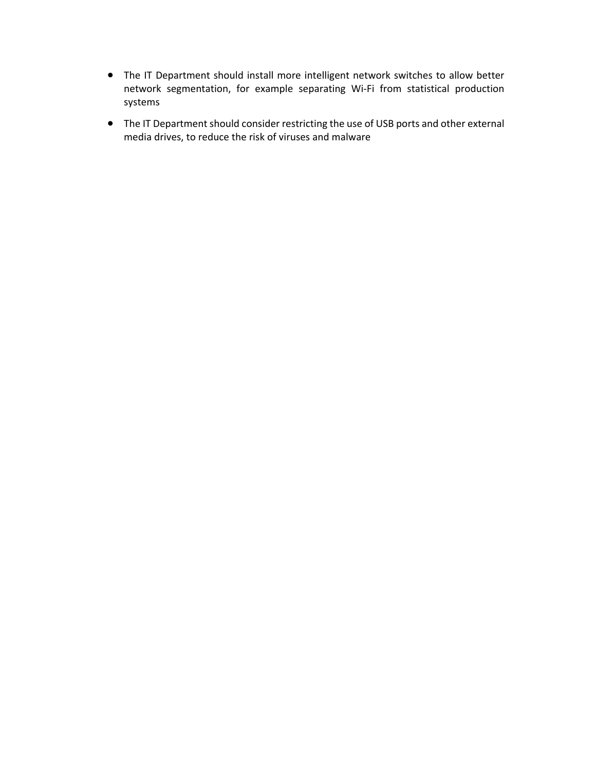- The IT Department should install more intelligent network switches to allow better network segmentation, for example separating Wi-Fi from statistical production systems
- The IT Department should consider restricting the use of USB ports and other external media drives, to reduce the risk of viruses and malware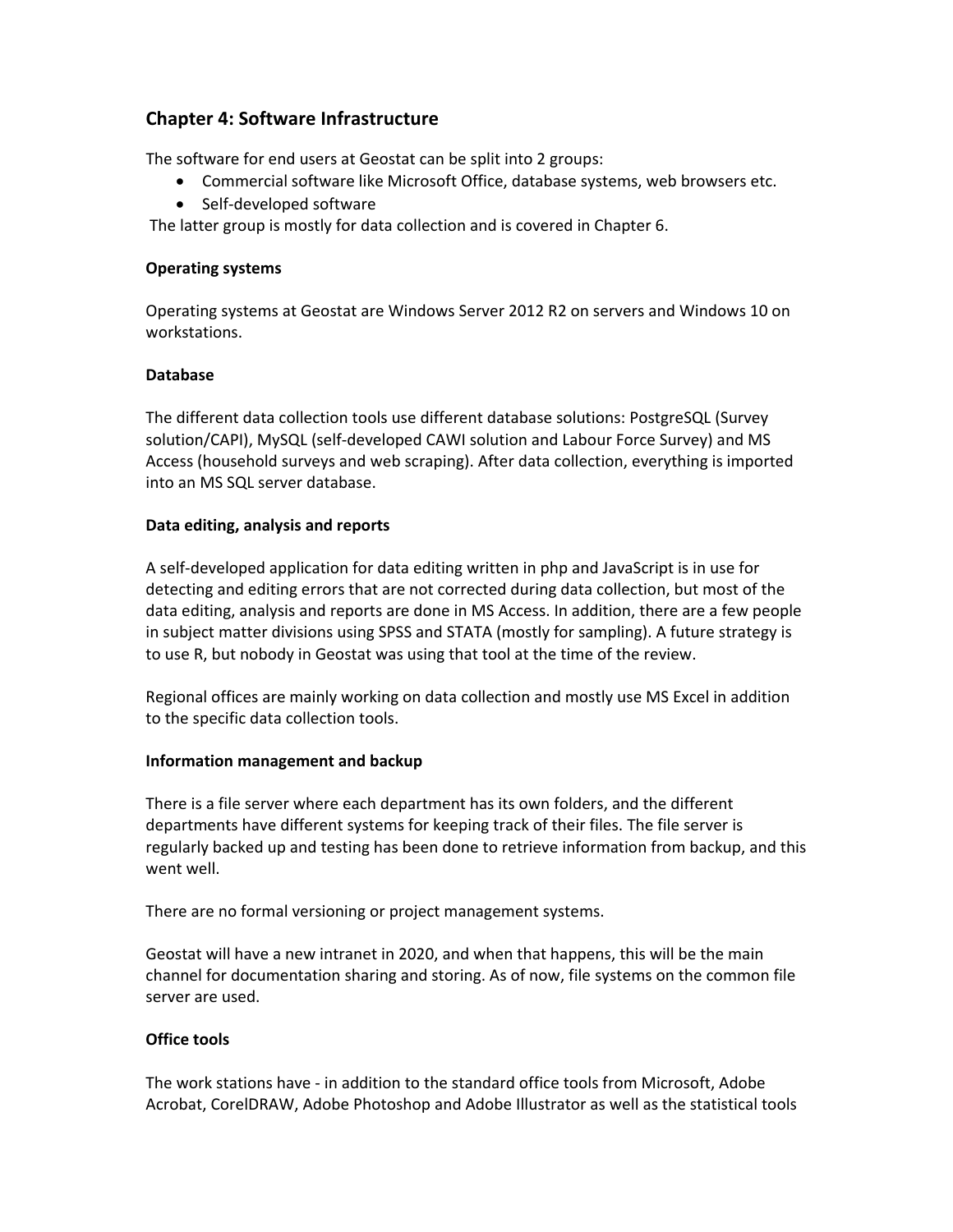## Chapter 4: Software Infrastructure

The software for end users at Geostat can be split into 2 groups:

- Commercial software like Microsoft Office, database systems, web browsers etc.
- Self-developed software

The latter group is mostly for data collection and is covered in Chapter 6.

**Operating systems**

Operating systems at Geostat are Windows Server 2012 R2 on servers and Windows 10 on workstations.

**Database**

The different data collection tools use different database solutions: PostgreSQL (Survey solution/CAPI), MySQL (self-developed CAWI solution and Labour Force Survey) and MS Access (household surveys and web scraping). After data collection, everything is imported into an MS SQL server database.

**Data editing, analysis and reports**

A self-developed application for data editing written in php and JavaScript is in use for detecting and editing errors that are not corrected during data collection, but most of the data editing, analysis and reports are done in MS Access. In addition, there are a few people in subject matter divisions using SPSS and STATA (mostly for sampling). A future strategy is to use R, but nobody in Geostat was using that tool at the time of the review.

Regional offices are mainly working on data collection and mostly use MS Excel in addition to the specific data collection tools.

**Information management and backup**

There is a file server where each department has its own folders, and the different departments have different systems for keeping track of their files. The file server is regularly backed up and testing has been done to retrieve information from backup, and this went well.

There are no formal versioning or project management systems.

Geostat will have a new intranet in 2020, and when that happens, this will be the main channel for documentation sharing and storing. As of now, file systems on the common file server are used.

**Office tools**

The work stations have - in addition to the standard office tools from Microsoft, Adobe Acrobat, CorelDRAW, Adobe Photoshop and Adobe Illustrator as well as the statistical tools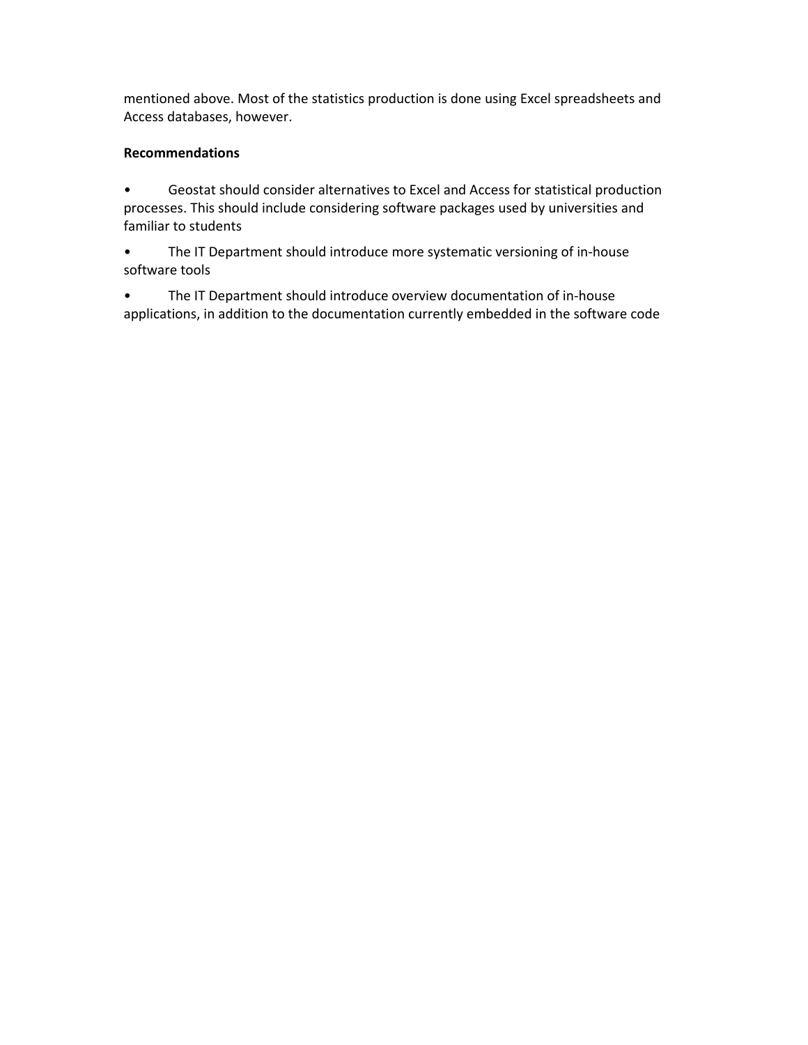mentioned above. Most of the statistics production is done using Excel spreadsheets and Access databases, however.

**Recommendations**

- Geostat should consider alternatives to Excel and Access for statistical production processes. This should include considering software packages used by universities and familiar to students
- The IT Department should introduce more systematic versioning of in-house software tools
- The IT Department should introduce overview documentation of in-house applications, in addition to the documentation currently embedded in the software code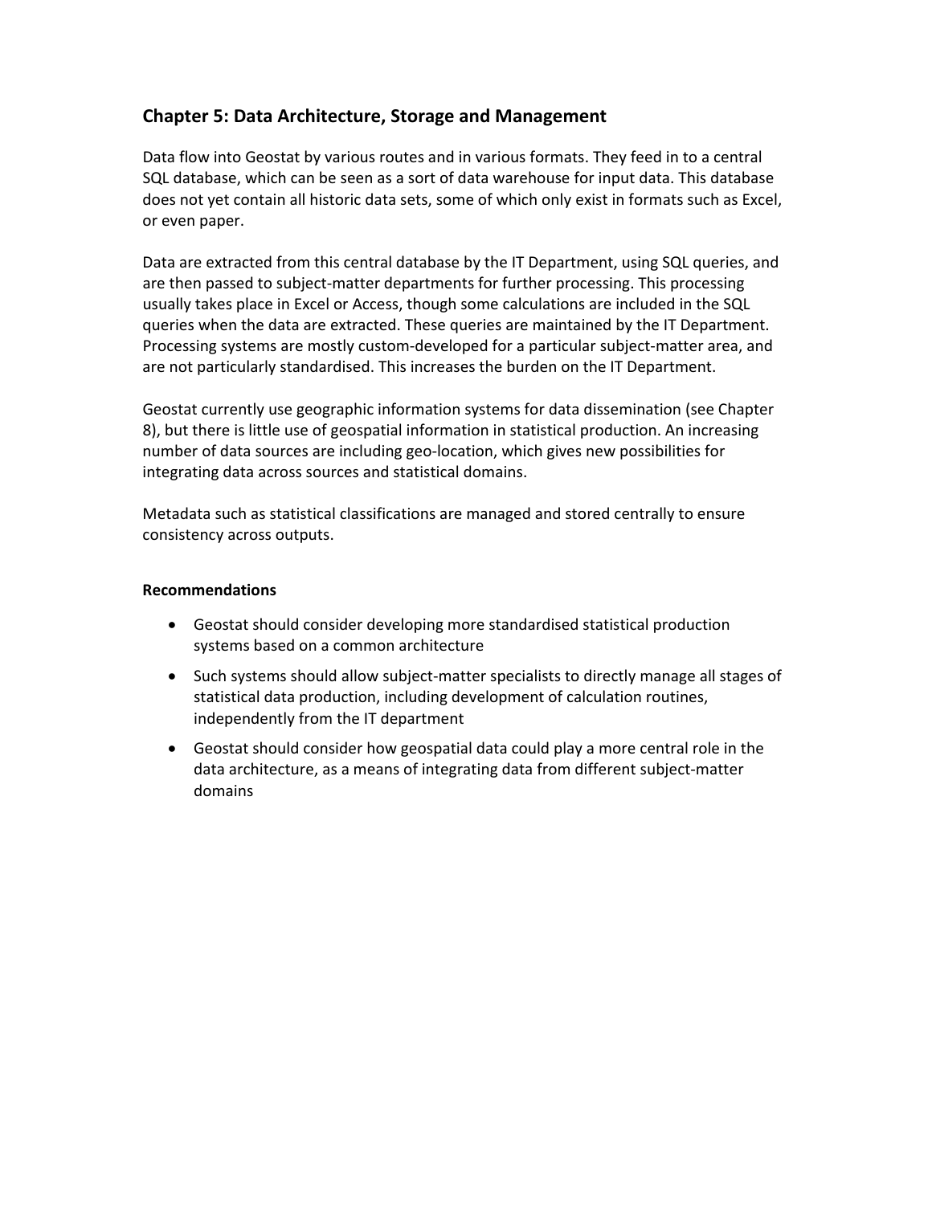## Chapter 5: Data Architecture, Storage and Management

Data flow into Geostat by various routes and in various formats. They feed in to a central SQL database, which can be seen as a sort of data warehouse for input data. This database does not yet contain all historic data sets, some of which only exist in formats such as Excel, or even paper.

Data are extracted from this central database by the IT Department, using SQL queries, and are then passed to subject-matter departments for further processing. This processing usually takes place in Excel or Access, though some calculations are included in the SQL queries when the data are extracted. These queries are maintained by the IT Department. Processing systems are mostly custom-developed for a particular subject-matter area, and are not particularly standardised. This increases the burden on the IT Department.

Geostat currently use geographic information systems for data dissemination (see Chapter 8), but there is little use of geospatial information in statistical production. An increasing number of data sources are including geo-location, which gives new possibilities for integrating data across sources and statistical domains.

Metadata such as statistical classifications are managed and stored centrally to ensure consistency across outputs.

**Recommendations**

- Geostat should consider developing more standardised statistical production systems based on a common architecture
- Such systems should allow subject-matter specialists to directly manage all stages of statistical data production, including development of calculation routines, independently from the IT department
- Geostat should consider how geospatial data could play a more central role in the data architecture, as a means of integrating data from different subject-matter domains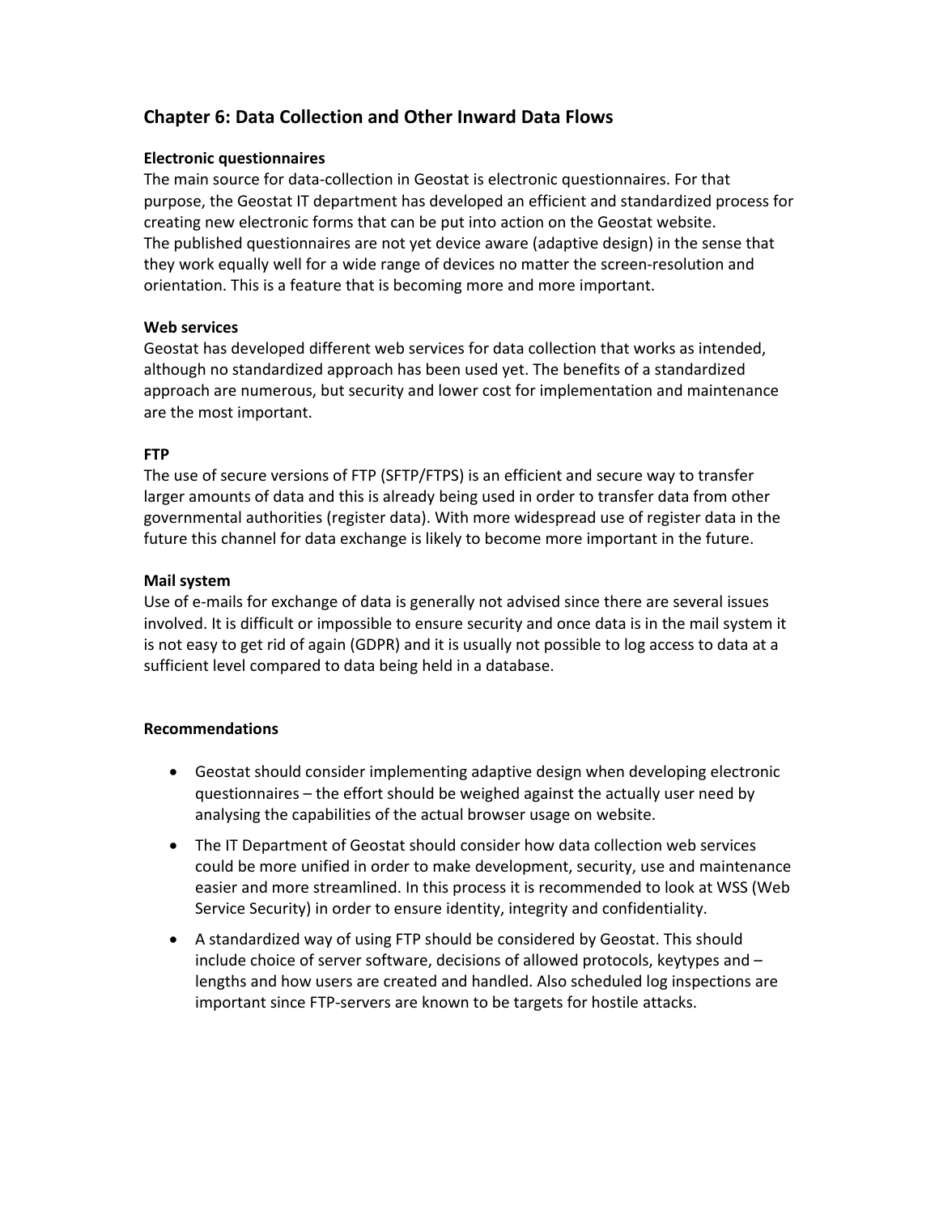## Chapter 6: Data Collection and Other Inward Data Flows

**Electronic questionnaires**

The main source for data-collection in Geostat is electronic questionnaires. For that purpose, the Geostat IT department has developed an efficient and standardized process for creating new electronic forms that can be put into action on the Geostat website.
The published questionnaires are not yet device aware (adaptive design) in the sense that they work equally well for a wide range of devices no matter the screen-resolution and orientation. This is a feature that is becoming more and more important.

**Web services**

Geostat has developed different web services for data collection that works as intended, although no standardized approach has been used yet. The benefits of a standardized approach are numerous, but security and lower cost for implementation and maintenance are the most important.

**FTP**

The use of secure versions of FTP (SFTP/FTPS) is an efficient and secure way to transfer larger amounts of data and this is already being used in order to transfer data from other governmental authorities (register data). With more widespread use of register data in the future this channel for data exchange is likely to become more important in the future.

**Mail system**

Use of e-mails for exchange of data is generally not advised since there are several issues involved. It is difficult or impossible to ensure security and once data is in the mail system it is not easy to get rid of again (GDPR) and it is usually not possible to log access to data at a sufficient level compared to data being held in a database.

**Recommendations**

- Geostat should consider implementing adaptive design when developing electronic questionnaires – the effort should be weighed against the actually user need by analysing the capabilities of the actual browser usage on website.
- The IT Department of Geostat should consider how data collection web services could be more unified in order to make development, security, use and maintenance easier and more streamlined. In this process it is recommended to look at WSS (Web Service Security) in order to ensure identity, integrity and confidentiality.
- A standardized way of using FTP should be considered by Geostat. This should include choice of server software, decisions of allowed protocols, keytypes and – lengths and how users are created and handled. Also scheduled log inspections are important since FTP-servers are known to be targets for hostile attacks.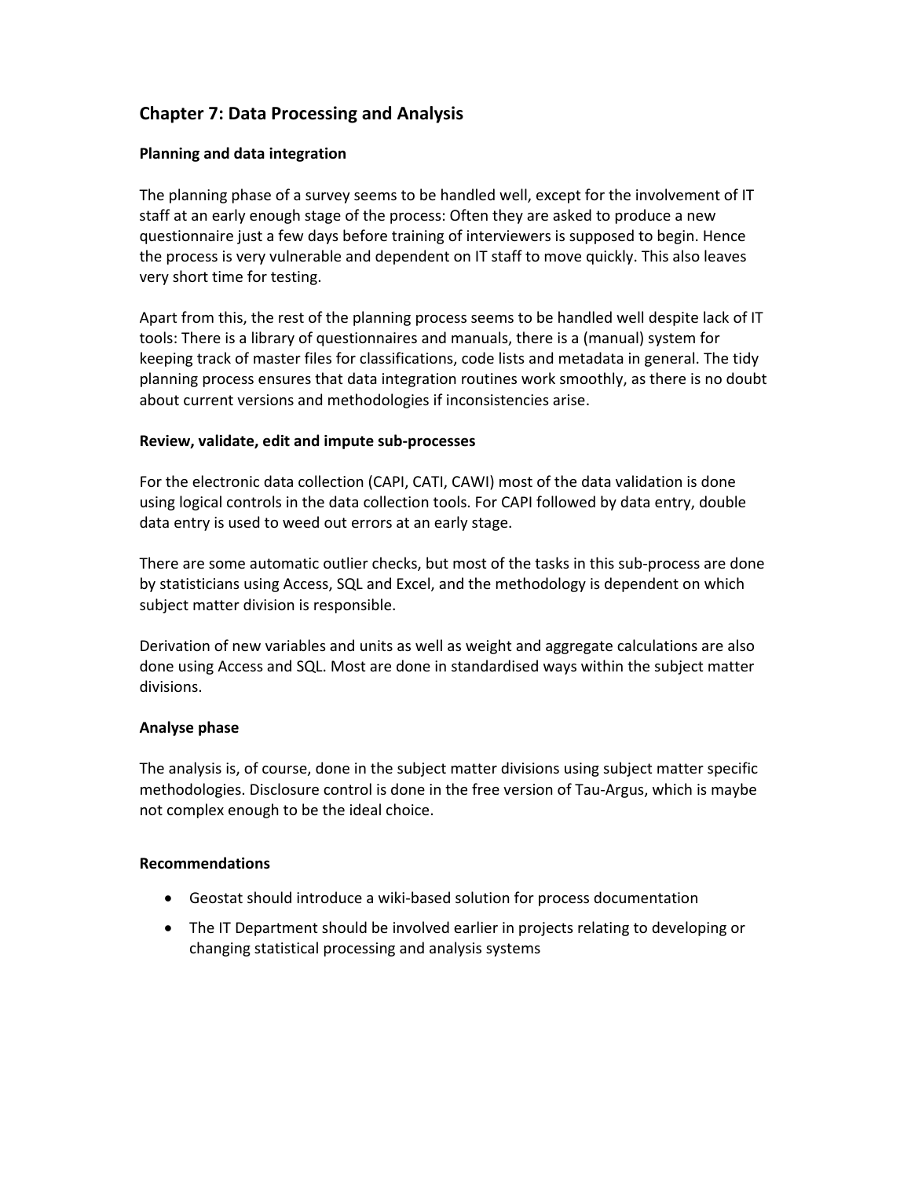# Chapter 7: Data Processing and Analysis

### Planning and data integration

The planning phase of a survey seems to be handled well, except for the involvement of IT staff at an early enough stage of the process: Often they are asked to produce a new questionnaire just a few days before training of interviewers is supposed to begin. Hence the process is very vulnerable and dependent on IT staff to move quickly. This also leaves very short time for testing.

Apart from this, the rest of the planning process seems to be handled well despite lack of IT tools: There is a library of questionnaires and manuals, there is a (manual) system for keeping track of master files for classifications, code lists and metadata in general. The tidy planning process ensures that data integration routines work smoothly, as there is no doubt about current versions and methodologies if inconsistencies arise.

### Review, validate, edit and impute sub-processes

For the electronic data collection (CAPI, CATI, CAWI) most of the data validation is done using logical controls in the data collection tools. For CAPI followed by data entry, double data entry is used to weed out errors at an early stage.

There are some automatic outlier checks, but most of the tasks in this sub-process are done by statisticians using Access, SQL and Excel, and the methodology is dependent on which subject matter division is responsible.

Derivation of new variables and units as well as weight and aggregate calculations are also done using Access and SQL. Most are done in standardised ways within the subject matter divisions.

### Analyse phase

The analysis is, of course, done in the subject matter divisions using subject matter specific methodologies. Disclosure control is done in the free version of Tau-Argus, which is maybe not complex enough to be the ideal choice.

### Recommendations

- Geostat should introduce a wiki-based solution for process documentation
- The IT Department should be involved earlier in projects relating to developing or changing statistical processing and analysis systems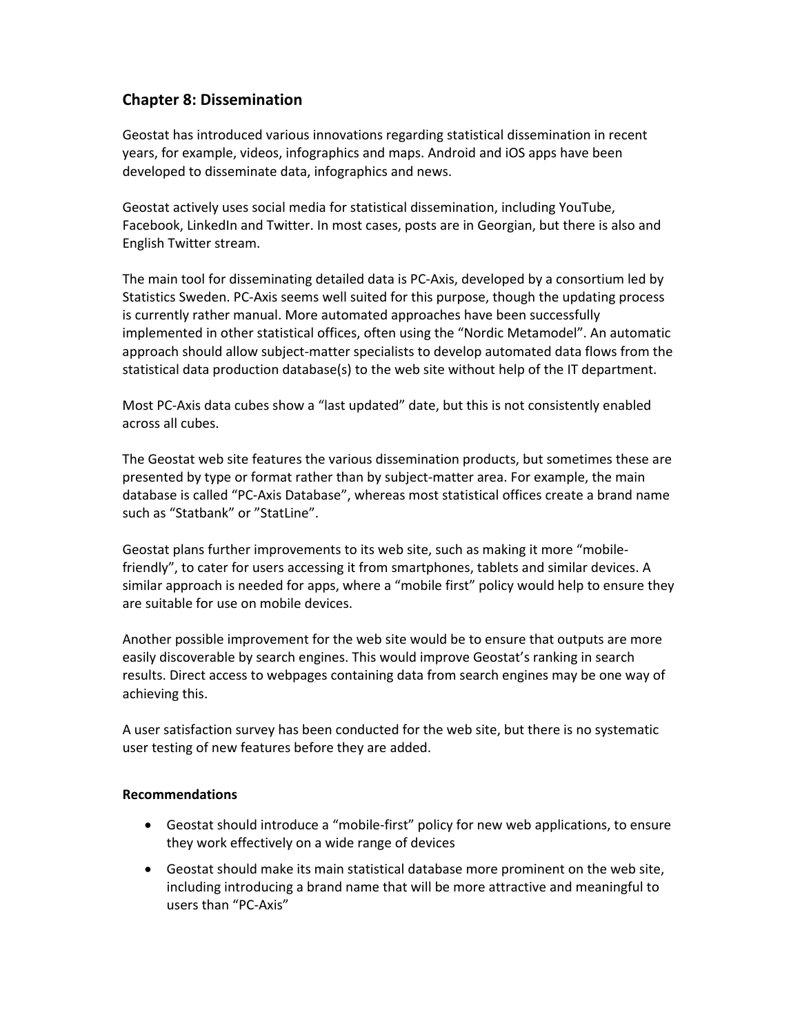## Chapter 8: Dissemination

Geostat has introduced various innovations regarding statistical dissemination in recent years, for example, videos, infographics and maps. Android and iOS apps have been developed to disseminate data, infographics and news.

Geostat actively uses social media for statistical dissemination, including YouTube, Facebook, LinkedIn and Twitter. In most cases, posts are in Georgian, but there is also and English Twitter stream.

The main tool for disseminating detailed data is PC-Axis, developed by a consortium led by Statistics Sweden. PC-Axis seems well suited for this purpose, though the updating process is currently rather manual. More automated approaches have been successfully implemented in other statistical offices, often using the "Nordic Metamodel". An automatic approach should allow subject-matter specialists to develop automated data flows from the statistical data production database(s) to the web site without help of the IT department.

Most PC-Axis data cubes show a "last updated" date, but this is not consistently enabled across all cubes.

The Geostat web site features the various dissemination products, but sometimes these are presented by type or format rather than by subject-matter area. For example, the main database is called "PC-Axis Database", whereas most statistical offices create a brand name such as "Statbank" or "StatLine".

Geostat plans further improvements to its web site, such as making it more "mobile-friendly", to cater for users accessing it from smartphones, tablets and similar devices. A similar approach is needed for apps, where a "mobile first" policy would help to ensure they are suitable for use on mobile devices.

Another possible improvement for the web site would be to ensure that outputs are more easily discoverable by search engines. This would improve Geostat's ranking in search results. Direct access to webpages containing data from search engines may be one way of achieving this.

A user satisfaction survey has been conducted for the web site, but there is no systematic user testing of new features before they are added.

**Recommendations**

- Geostat should introduce a "mobile-first" policy for new web applications, to ensure they work effectively on a wide range of devices
- Geostat should make its main statistical database more prominent on the web site, including introducing a brand name that will be more attractive and meaningful to users than "PC-Axis"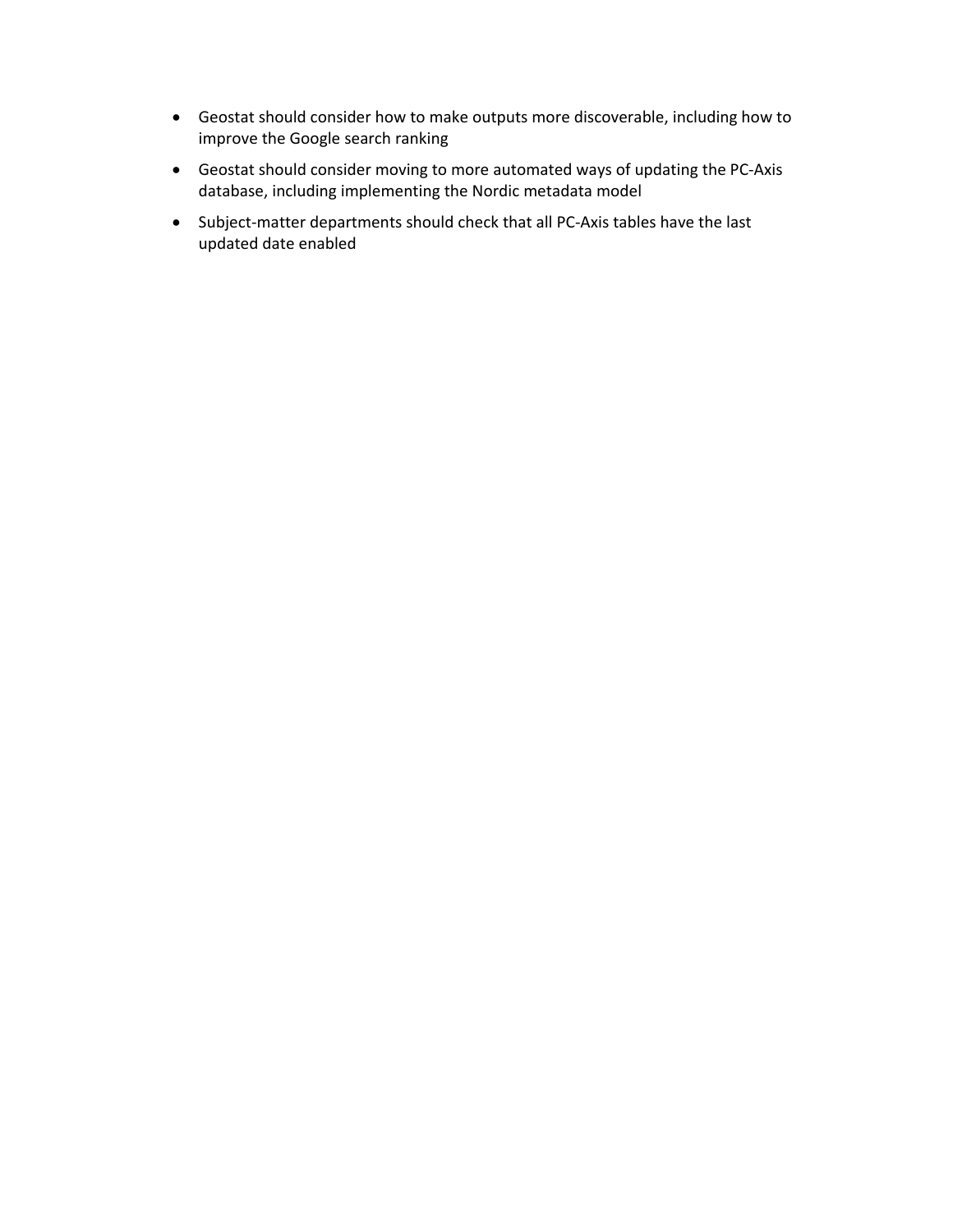- Geostat should consider how to make outputs more discoverable, including how to improve the Google search ranking
- Geostat should consider moving to more automated ways of updating the PC-Axis database, including implementing the Nordic metadata model
- Subject-matter departments should check that all PC-Axis tables have the last updated date enabled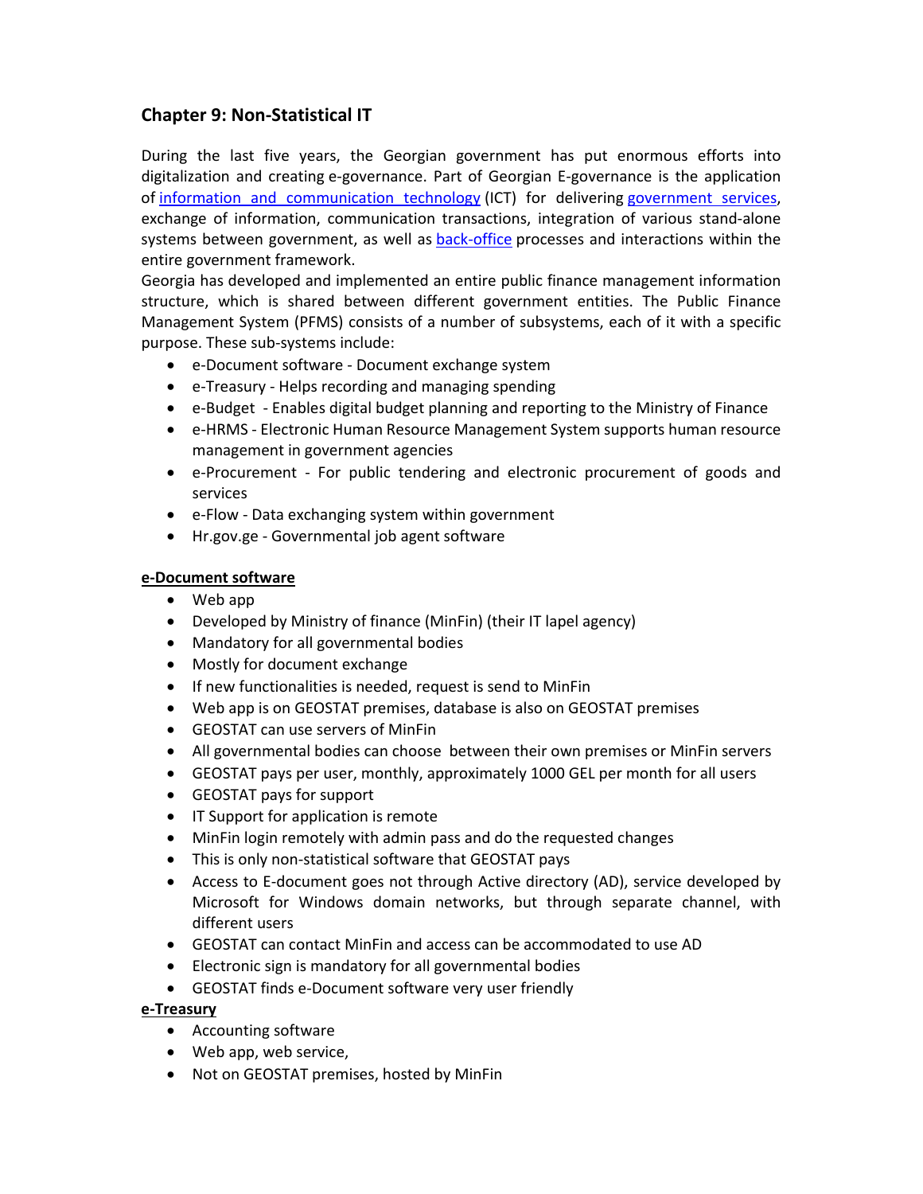## Chapter 9: Non-Statistical IT

During the last five years, the Georgian government has put enormous efforts into digitalization and creating e-governance. Part of Georgian E-governance is the application of information and communication technology (ICT) for delivering government services, exchange of information, communication transactions, integration of various stand-alone systems between government, as well as back-office processes and interactions within the entire government framework.

Georgia has developed and implemented an entire public finance management information structure, which is shared between different government entities. The Public Finance Management System (PFMS) consists of a number of subsystems, each of it with a specific purpose. These sub-systems include:

- e-Document software - Document exchange system
- e-Treasury - Helps recording and managing spending
- e-Budget - Enables digital budget planning and reporting to the Ministry of Finance
- e-HRMS - Electronic Human Resource Management System supports human resource management in government agencies
- e-Procurement - For public tendering and electronic procurement of goods and services
- e-Flow - Data exchanging system within government
- Hr.gov.ge - Governmental job agent software

**e-Document software**

- Web app
- Developed by Ministry of finance (MinFin) (their IT lapel agency)
- Mandatory for all governmental bodies
- Mostly for document exchange
- If new functionalities is needed, request is send to MinFin
- Web app is on GEOSTAT premises, database is also on GEOSTAT premises
- GEOSTAT can use servers of MinFin
- All governmental bodies can choose between their own premises or MinFin servers
- GEOSTAT pays per user, monthly, approximately 1000 GEL per month for all users
- GEOSTAT pays for support
- IT Support for application is remote
- MinFin login remotely with admin pass and do the requested changes
- This is only non-statistical software that GEOSTAT pays
- Access to E-document goes not through Active directory (AD), service developed by Microsoft for Windows domain networks, but through separate channel, with different users
- GEOSTAT can contact MinFin and access can be accommodated to use AD
- Electronic sign is mandatory for all governmental bodies
- GEOSTAT finds e-Document software very user friendly

**e-Treasury**

- Accounting software
- Web app, web service,
- Not on GEOSTAT premises, hosted by MinFin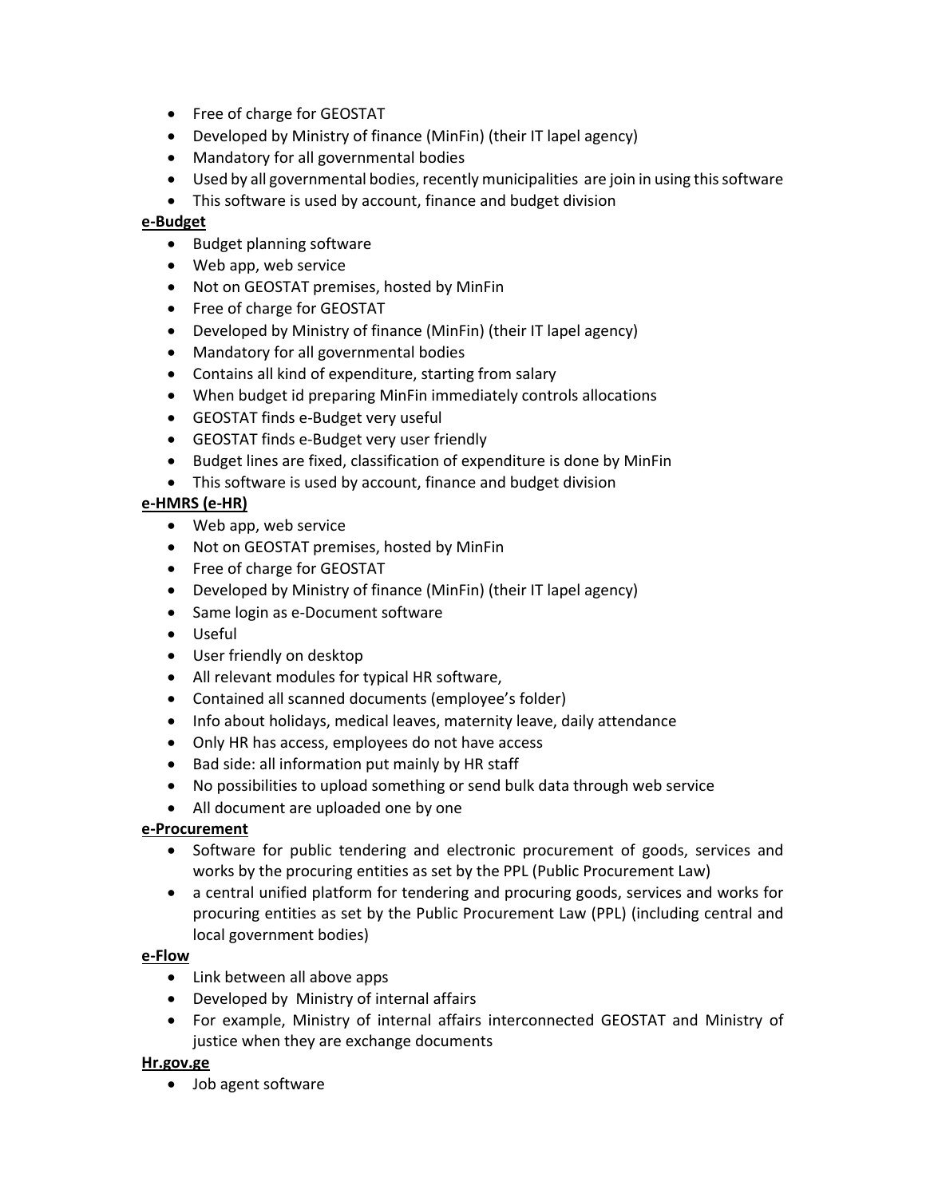- Free of charge for GEOSTAT
- Developed by Ministry of finance (MinFin) (their IT lapel agency)
- Mandatory for all governmental bodies
- Used by all governmental bodies, recently municipalities are join in using this software
- This software is used by account, finance and budget division

**e-Budget**

- Budget planning software
- Web app, web service
- Not on GEOSTAT premises, hosted by MinFin
- Free of charge for GEOSTAT
- Developed by Ministry of finance (MinFin) (their IT lapel agency)
- Mandatory for all governmental bodies
- Contains all kind of expenditure, starting from salary
- When budget id preparing MinFin immediately controls allocations
- GEOSTAT finds e-Budget very useful
- GEOSTAT finds e-Budget very user friendly
- Budget lines are fixed, classification of expenditure is done by MinFin
- This software is used by account, finance and budget division

**e-HMRS (e-HR)**

- Web app, web service
- Not on GEOSTAT premises, hosted by MinFin
- Free of charge for GEOSTAT
- Developed by Ministry of finance (MinFin) (their IT lapel agency)
- Same login as e-Document software
- Useful
- User friendly on desktop
- All relevant modules for typical HR software,
- Contained all scanned documents (employee's folder)
- Info about holidays, medical leaves, maternity leave, daily attendance
- Only HR has access, employees do not have access
- Bad side: all information put mainly by HR staff
- No possibilities to upload something or send bulk data through web service
- All document are uploaded one by one

**e-Procurement**

- Software for public tendering and electronic procurement of goods, services and works by the procuring entities as set by the PPL (Public Procurement Law)
- a central unified platform for tendering and procuring goods, services and works for procuring entities as set by the Public Procurement Law (PPL) (including central and local government bodies)

**e-Flow**

- Link between all above apps
- Developed by Ministry of internal affairs
- For example, Ministry of internal affairs interconnected GEOSTAT and Ministry of justice when they are exchange documents

**Hr.gov.ge**

- Job agent software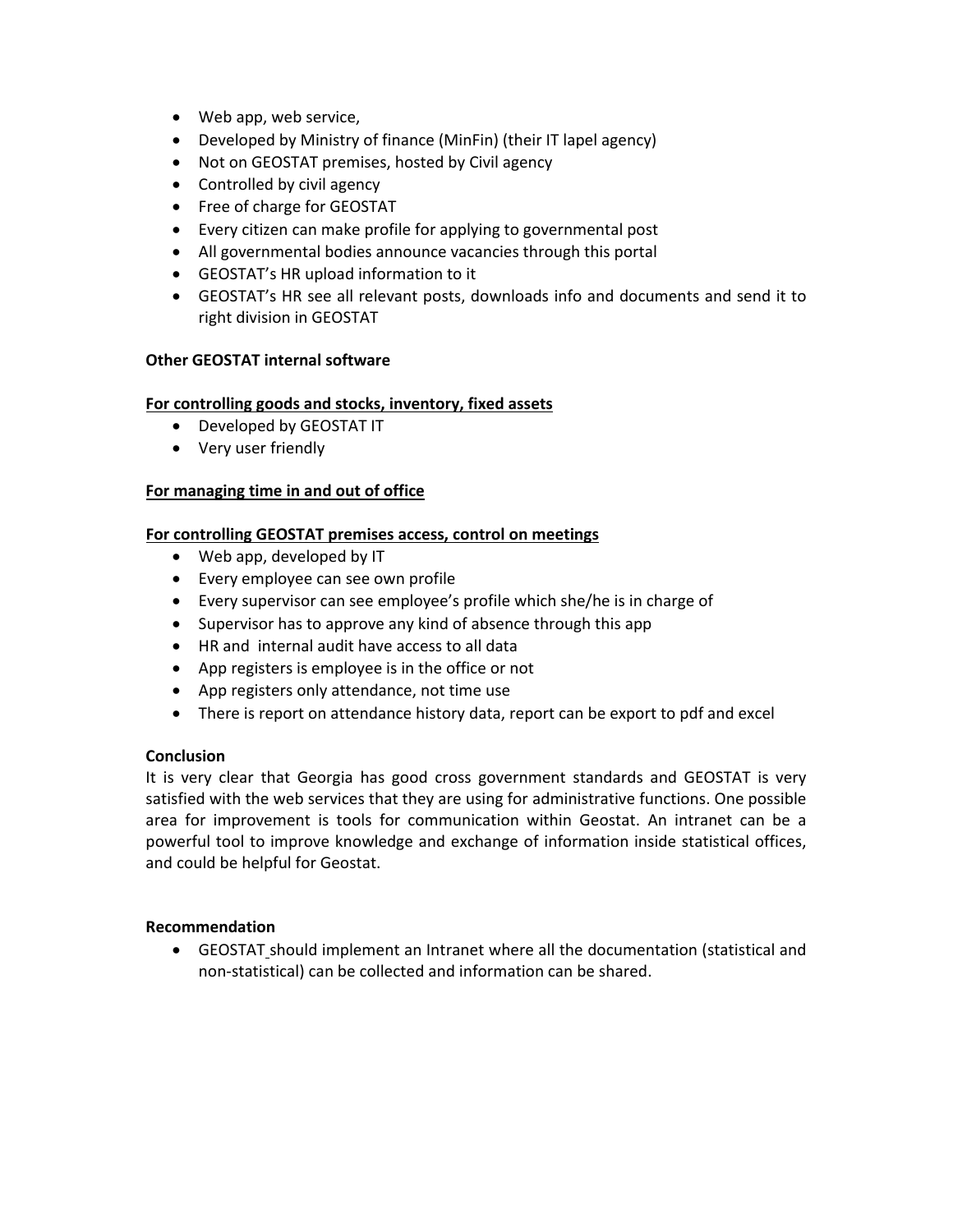- Web app, web service,
- Developed by Ministry of finance (MinFin) (their IT lapel agency)
- Not on GEOSTAT premises, hosted by Civil agency
- Controlled by civil agency
- Free of charge for GEOSTAT
- Every citizen can make profile for applying to governmental post
- All governmental bodies announce vacancies through this portal
- GEOSTAT's HR upload information to it
- GEOSTAT's HR see all relevant posts, downloads info and documents and send it to right division in GEOSTAT

**Other GEOSTAT internal software**

**<u>For controlling goods and stocks, inventory, fixed assets</u>**

- Developed by GEOSTAT IT
- Very user friendly

**<u>For managing time in and out of office</u>**

**<u>For controlling GEOSTAT premises access, control on meetings</u>**

- Web app, developed by IT
- Every employee can see own profile
- Every supervisor can see employee's profile which she/he is in charge of
- Supervisor has to approve any kind of absence through this app
- HR and internal audit have access to all data
- App registers is employee is in the office or not
- App registers only attendance, not time use
- There is report on attendance history data, report can be export to pdf and excel

**Conclusion**

It is very clear that Georgia has good cross government standards and GEOSTAT is very satisfied with the web services that they are using for administrative functions. One possible area for improvement is tools for communication within Geostat. An intranet can be a powerful tool to improve knowledge and exchange of information inside statistical offices, and could be helpful for Geostat.

**Recommendation**

- GEOSTAT should implement an Intranet where all the documentation (statistical and non-statistical) can be collected and information can be shared.